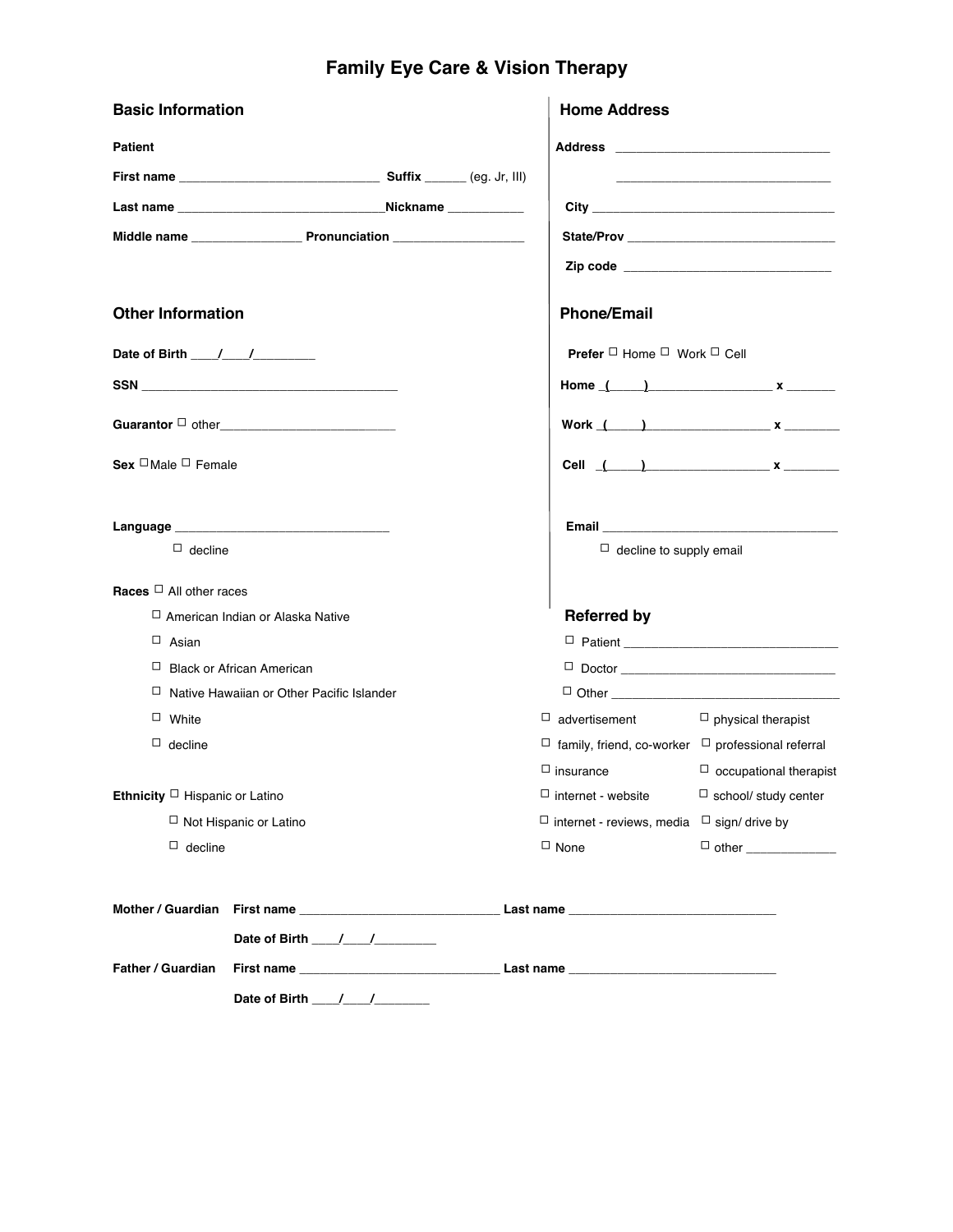# Family Eye Care & Vision Therapy

## Basic Information

**Patient**

**First name** ______________________________ **Suffix** ______ (eg. Jr, III)

**Last name** ______________________________**Nickname** ___________

**Middle name** ________________ **Pronunciation** ___________________

## Other Information

**Date of Birth** ____/____/_________

**SSN** ______________________________________

**Guarantor** ☐ other__________________________

**Sex** ☐ Male ☐ Female

**Language** _______________________________

☐ decline

**Races** ☐ All other races

- ☐ American Indian or Alaska Native
- ☐ Asian
- ☐ Black or African American
- ☐ Native Hawaiian or Other Pacific Islander
- ☐ White
- ☐ decline

**Ethnicity** ☐ Hispanic or Latino

- ☐ Not Hispanic or Latino
- ☐ decline

## Home Address

**Address** ________________________________

________________________________

**City** ____________________________________

**State/Prov** _______________________________

**Zip code** ______________________________

## Phone/Email

**Prefer** ☐ Home ☐ Work ☐ Cell

**Home** (_____)__________________ **x** _______

**Work** (_____)__________________ **x** ________

**Cell** (_____)__________________ **x** ________

**Email** ___________________________________

☐ decline to supply email

## Referred by

☐ Patient _______________________________

☐ Doctor _______________________________

☐ Other _________________________________

| | |
|---|---|
| ☐ advertisement | ☐ physical therapist |
| ☐ family, friend, co-worker | ☐ professional referral |
| ☐ insurance | ☐ occupational therapist |
| ☐ internet - website | ☐ school/ study center |
| ☐ internet - reviews, media | ☐ sign/ drive by |
| ☐ None | ☐ other _____________ |

**Mother / Guardian** **First name** ____________________________ **Last name** _____________________________

**Date of Birth** ____/____/_________

**Father / Guardian** **First name** ____________________________ **Last name** _____________________________

**Date of Birth** ____/____/________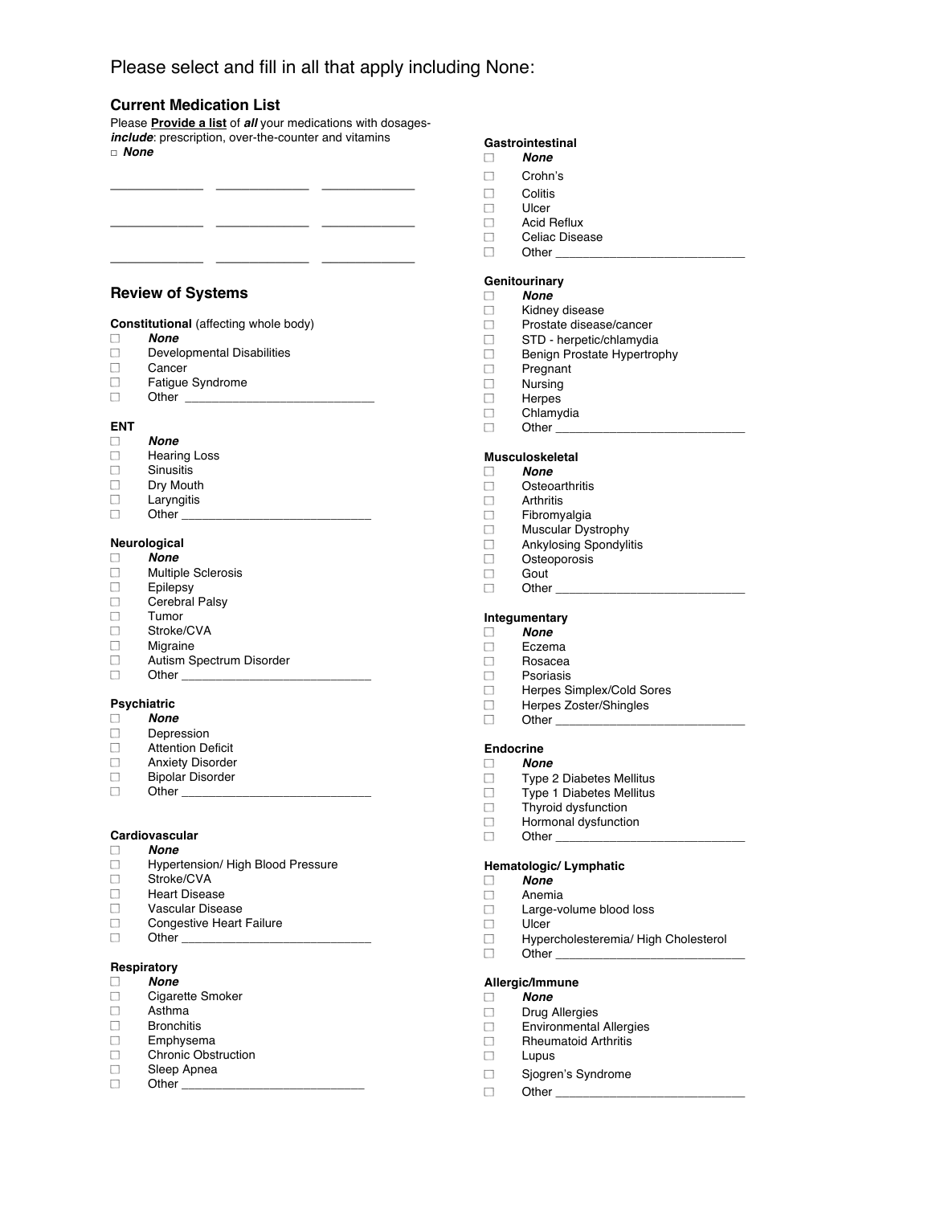Please select and fill in all that apply including None:

## Current Medication List

Please **Provide a list** of ***all*** your medications with dosages- ***include***: prescription, over-the-counter and vitamins

□ ***None***

_____________ _____________ _____________

_____________ _____________ _____________

_____________ _____________ _____________

## Review of Systems

### Constitutional (affecting whole body)

- □ ***None***
- □ Developmental Disabilities
- □ Cancer
- □ Fatigue Syndrome
- □ Other ___________________________

### ENT

- □ ***None***
- □ Hearing Loss
- □ Sinusitis
- □ Dry Mouth
- □ Laryngitis
- □ Other ___________________________

### Neurological

- □ ***None***
- □ Multiple Sclerosis
- □ Epilepsy
- □ Cerebral Palsy
- □ Tumor
- □ Stroke/CVA
- □ Migraine
- □ Autism Spectrum Disorder
- □ Other ___________________________

### Psychiatric

- □ ***None***
- □ Depression
- □ Attention Deficit
- □ Anxiety Disorder
- □ Bipolar Disorder
- □ Other ___________________________

### Cardiovascular

- □ ***None***
- □ Hypertension/ High Blood Pressure
- □ Stroke/CVA
- □ Heart Disease
- □ Vascular Disease
- □ Congestive Heart Failure
- □ Other ___________________________

### Respiratory

- □ ***None***
- □ Cigarette Smoker
- □ Asthma
- □ Bronchitis
- □ Emphysema
- □ Chronic Obstruction
- □ Sleep Apnea
- □ Other ___________________________

### Gastrointestinal

- □ ***None***
- □ Crohn's
- □ Colitis
- □ Ulcer
- □ Acid Reflux
- □ Celiac Disease
- □ Other ___________________________

### Genitourinary

- □ ***None***
- □ Kidney disease
- □ Prostate disease/cancer
- □ STD - herpetic/chlamydia
- □ Benign Prostate Hypertrophy
- □ Pregnant
- □ Nursing
- □ Herpes
- □ Chlamydia
- □ Other ___________________________

### Musculoskeletal

- □ ***None***
- □ Osteoarthritis
- □ Arthritis
- □ Fibromyalgia
- □ Muscular Dystrophy
- □ Ankylosing Spondylitis
- □ Osteoporosis
- □ Gout
- □ Other ___________________________

### Integumentary

- □ ***None***
- □ Eczema
- □ Rosacea
- □ Psoriasis
- □ Herpes Simplex/Cold Sores
- □ Herpes Zoster/Shingles
- □ Other ___________________________

### Endocrine

- □ ***None***
- □ Type 2 Diabetes Mellitus
- □ Type 1 Diabetes Mellitus
- □ Thyroid dysfunction
- □ Hormonal dysfunction
- □ Other ___________________________

### Hematologic/ Lymphatic

- □ ***None***
- □ Anemia
- □ Large-volume blood loss
- □ Ulcer
- □ Hypercholesteremia/ High Cholesterol
- □ Other ___________________________

### Allergic/Immune

- □ ***None***
- □ Drug Allergies
- □ Environmental Allergies
- □ Rheumatoid Arthritis
- □ Lupus
- □ Sjogren's Syndrome
- □ Other ___________________________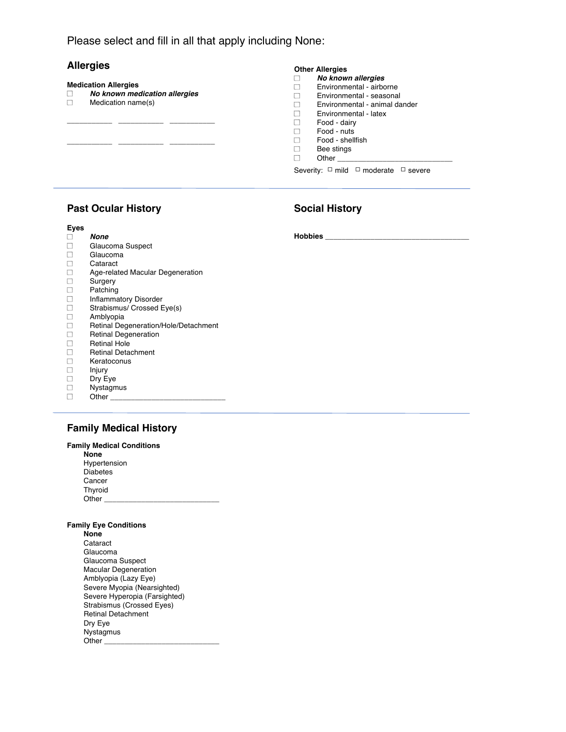Please select and fill in all that apply including None:

## Allergies

**Medication Allergies**

- ☐ ***No known medication allergies***
- ☐ Medication name(s)

___________ ___________ ___________

___________ ___________ ___________

**Other Allergies**

- ☐ ***No known allergies***
- ☐ Environmental - airborne
- ☐ Environmental - seasonal
- ☐ Environmental - animal dander
- ☐ Environmental - latex
- ☐ Food - dairy
- ☐ Food - nuts
- ☐ Food - shellfish
- ☐ Bee stings
- ☐ Other ____________________________

Severity: ☐ mild ☐ moderate ☐ severe

## Past Ocular History

**Eyes**

- ☐ ***None***
- ☐ Glaucoma Suspect
- ☐ Glaucoma
- ☐ Cataract
- ☐ Age-related Macular Degeneration
- ☐ Surgery
- ☐ Patching
- ☐ Inflammatory Disorder
- ☐ Strabismus/ Crossed Eye(s)
- ☐ Amblyopia
- ☐ Retinal Degeneration/Hole/Detachment
- ☐ Retinal Degeneration
- ☐ Retinal Hole
- ☐ Retinal Detachment
- ☐ Keratoconus
- ☐ Injury
- ☐ Dry Eye
- ☐ Nystagmus
- ☐ Other ____________________________

## Social History

**Hobbies** ____________________________________

## Family Medical History

**Family Medical Conditions**

**None**
Hypertension
Diabetes
Cancer
Thyroid
Other ____________________________

**Family Eye Conditions**

**None**
Cataract
Glaucoma
Glaucoma Suspect
Macular Degeneration
Amblyopia (Lazy Eye)
Severe Myopia (Nearsighted)
Severe Hyperopia (Farsighted)
Strabismus (Crossed Eyes)
Retinal Detachment
Dry Eye
Nystagmus
Other ____________________________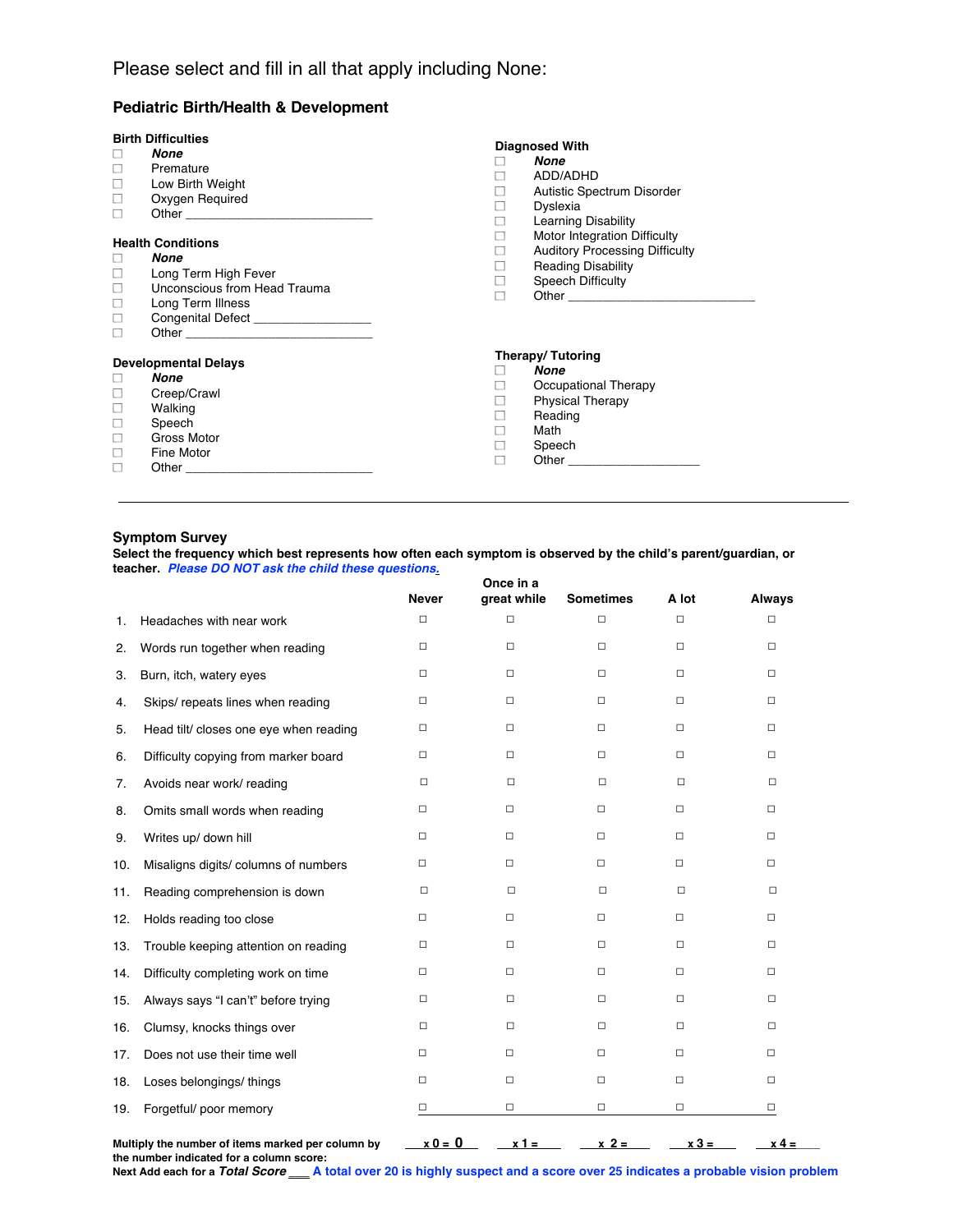Please select and fill in all that apply including None:

## Pediatric Birth/Health & Development

### Birth Difficulties

- ☐ ***None***
- ☐ Premature
- ☐ Low Birth Weight
- ☐ Oxygen Required
- ☐ Other ___________________________

### Health Conditions

- ☐ ***None***
- ☐ Long Term High Fever
- ☐ Unconscious from Head Trauma
- ☐ Long Term Illness
- ☐ Congenital Defect ________________
- ☐ Other ___________________________

### Developmental Delays

- ☐ ***None***
- ☐ Creep/Crawl
- ☐ Walking
- ☐ Speech
- ☐ Gross Motor
- ☐ Fine Motor
- ☐ Other ___________________________

### Diagnosed With

- ☐ ***None***
- ☐ ADD/ADHD
- ☐ Autistic Spectrum Disorder
- ☐ Dyslexia
- ☐ Learning Disability
- ☐ Motor Integration Difficulty
- ☐ Auditory Processing Difficulty
- ☐ Reading Disability
- ☐ Speech Difficulty
- ☐ Other ___________________________

### Therapy/ Tutoring

- ☐ ***None***
- ☐ Occupational Therapy
- ☐ Physical Therapy
- ☐ Reading
- ☐ Math
- ☐ Speech
- ☐ Other ___________________

---

## Symptom Survey

**Select the frequency which best represents how often each symptom is observed by the child's parent/guardian, or teacher.** ***Please DO NOT ask the child these questions.***

| | | Never | Once in a great while | Sometimes | A lot | Always |
|---|---|---|---|---|---|---|
| 1. | Headaches with near work | ☐ | ☐ | ☐ | ☐ | ☐ |
| 2. | Words run together when reading | ☐ | ☐ | ☐ | ☐ | ☐ |
| 3. | Burn, itch, watery eyes | ☐ | ☐ | ☐ | ☐ | ☐ |
| 4. | Skips/ repeats lines when reading | ☐ | ☐ | ☐ | ☐ | ☐ |
| 5. | Head tilt/ closes one eye when reading | ☐ | ☐ | ☐ | ☐ | ☐ |
| 6. | Difficulty copying from marker board | ☐ | ☐ | ☐ | ☐ | ☐ |
| 7. | Avoids near work/ reading | ☐ | ☐ | ☐ | ☐ | ☐ |
| 8. | Omits small words when reading | ☐ | ☐ | ☐ | ☐ | ☐ |
| 9. | Writes up/ down hill | ☐ | ☐ | ☐ | ☐ | ☐ |
| 10. | Misaligns digits/ columns of numbers | ☐ | ☐ | ☐ | ☐ | ☐ |
| 11. | Reading comprehension is down | ☐ | ☐ | ☐ | ☐ | ☐ |
| 12. | Holds reading too close | ☐ | ☐ | ☐ | ☐ | ☐ |
| 13. | Trouble keeping attention on reading | ☐ | ☐ | ☐ | ☐ | ☐ |
| 14. | Difficulty completing work on time | ☐ | ☐ | ☐ | ☐ | ☐ |
| 15. | Always says "I can't" before trying | ☐ | ☐ | ☐ | ☐ | ☐ |
| 16. | Clumsy, knocks things over | ☐ | ☐ | ☐ | ☐ | ☐ |
| 17. | Does not use their time well | ☐ | ☐ | ☐ | ☐ | ☐ |
| 18. | Loses belongings/ things | ☐ | ☐ | ☐ | ☐ | ☐ |
| 19. | Forgetful/ poor memory | ☐ | ☐ | ☐ | ☐ | ☐ |
| | **Multiply the number of items marked per column by the number indicated for a column score:** | **x 0 = 0** | **x 1 =** ___ | **x 2 =** ___ | **x 3 =** ___ | **x 4 =** ___ |

**Next Add each for a *Total Score*** ___ **A total over 20 is highly suspect and a score over 25 indicates a probable vision problem**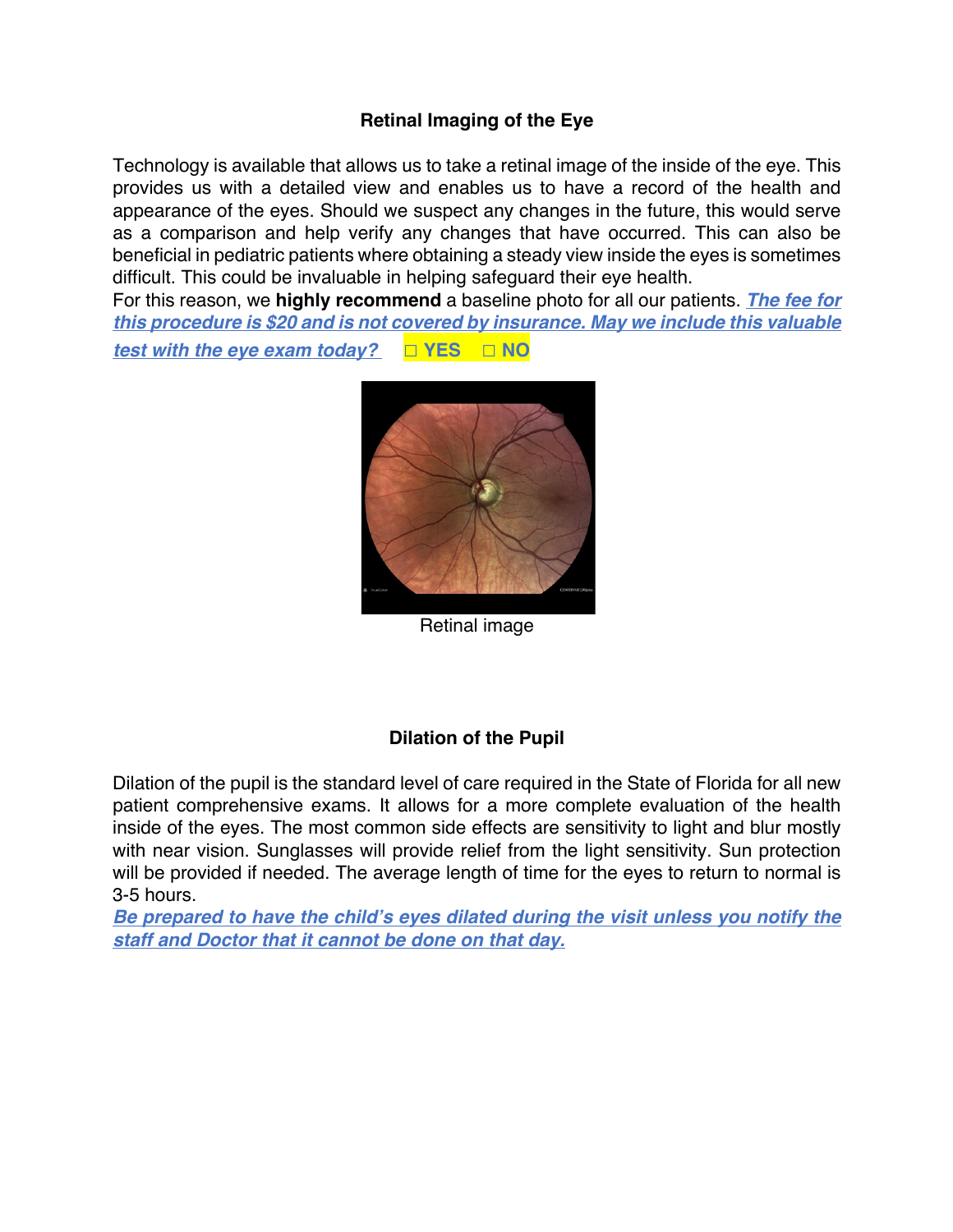## Retinal Imaging of the Eye

Technology is available that allows us to take a retinal image of the inside of the eye. This provides us with a detailed view and enables us to have a record of the health and appearance of the eyes. Should we suspect any changes in the future, this would serve as a comparison and help verify any changes that have occurred. This can also be beneficial in pediatric patients where obtaining a steady view inside the eyes is sometimes difficult. This could be invaluable in helping safeguard their eye health.
For this reason, we **highly recommend** a baseline photo for all our patients. ***The fee for this procedure is $20 and is not covered by insurance. May we include this valuable test with the eye exam today?*** **☐ YES ☐ NO**

Retinal image

## Dilation of the Pupil

Dilation of the pupil is the standard level of care required in the State of Florida for all new patient comprehensive exams. It allows for a more complete evaluation of the health inside of the eyes. The most common side effects are sensitivity to light and blur mostly with near vision. Sunglasses will provide relief from the light sensitivity. Sun protection will be provided if needed. The average length of time for the eyes to return to normal is 3-5 hours.
***Be prepared to have the child's eyes dilated during the visit unless you notify the staff and Doctor that it cannot be done on that day.***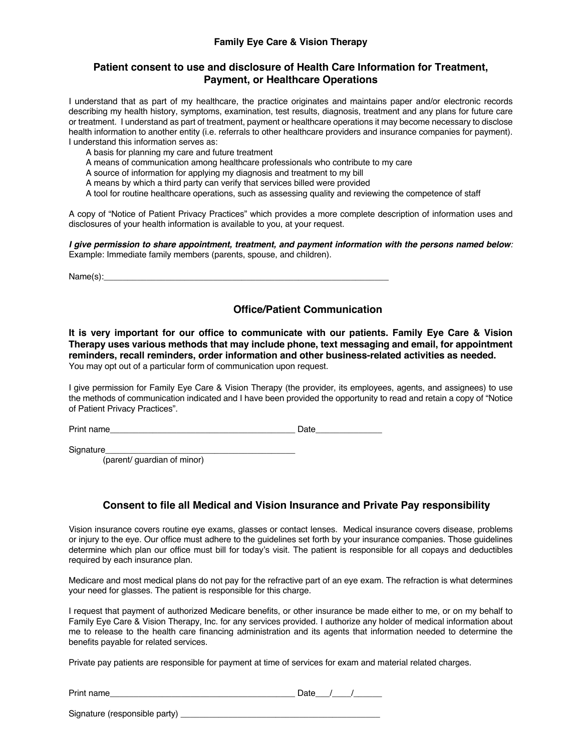**Family Eye Care & Vision Therapy**

## Patient consent to use and disclosure of Health Care Information for Treatment, Payment, or Healthcare Operations

I understand that as part of my healthcare, the practice originates and maintains paper and/or electronic records describing my health history, symptoms, examination, test results, diagnosis, treatment and any plans for future care or treatment. I understand as part of treatment, payment or healthcare operations it may become necessary to disclose health information to another entity (i.e. referrals to other healthcare providers and insurance companies for payment). I understand this information serves as:

- A basis for planning my care and future treatment
- A means of communication among healthcare professionals who contribute to my care
- A source of information for applying my diagnosis and treatment to my bill
- A means by which a third party can verify that services billed were provided
- A tool for routine healthcare operations, such as assessing quality and reviewing the competence of staff

A copy of "Notice of Patient Privacy Practices" which provides a more complete description of information uses and disclosures of your health information is available to you, at your request.

***I give permission to share appointment, treatment, and payment information with the persons named below:***
Example: Immediate family members (parents, spouse, and children).

Name(s):_______________________________________________________________

## Office/Patient Communication

**It is very important for our office to communicate with our patients. Family Eye Care & Vision Therapy uses various methods that may include phone, text messaging and email, for appointment reminders, recall reminders, order information and other business-related activities as needed.**
You may opt out of a particular form of communication upon request.

I give permission for Family Eye Care & Vision Therapy (the provider, its employees, agents, and assignees) to use the methods of communication indicated and I have been provided the opportunity to read and retain a copy of "Notice of Patient Privacy Practices".

Print name________________________________________ Date______________

Signature_________________________________________
(parent/ guardian of minor)

## Consent to file all Medical and Vision Insurance and Private Pay responsibility

Vision insurance covers routine eye exams, glasses or contact lenses. Medical insurance covers disease, problems or injury to the eye. Our office must adhere to the guidelines set forth by your insurance companies. Those guidelines determine which plan our office must bill for today's visit. The patient is responsible for all copays and deductibles required by each insurance plan.

Medicare and most medical plans do not pay for the refractive part of an eye exam. The refraction is what determines your need for glasses. The patient is responsible for this charge.

I request that payment of authorized Medicare benefits, or other insurance be made either to me, or on my behalf to Family Eye Care & Vision Therapy, Inc. for any services provided. I authorize any holder of medical information about me to release to the health care financing administration and its agents that information needed to determine the benefits payable for related services.

Private pay patients are responsible for payment at time of services for exam and material related charges.

Print name________________________________________ Date___/____/______

Signature (responsible party) ___________________________________________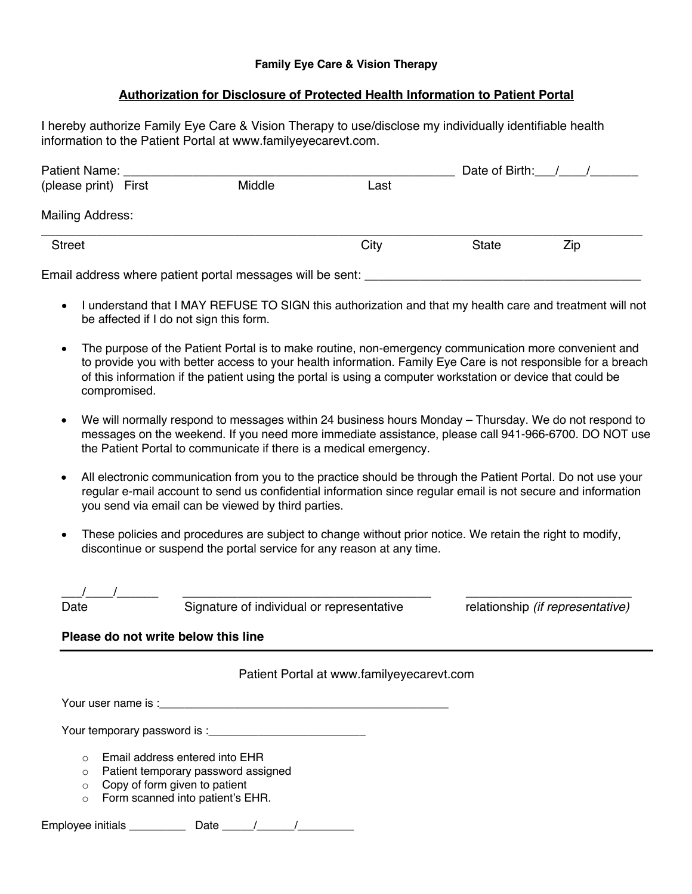**Family Eye Care & Vision Therapy**

## Authorization for Disclosure of Protected Health Information to Patient Portal

I hereby authorize Family Eye Care & Vision Therapy to use/disclose my individually identifiable health information to the Patient Portal at www.familyeyecarevt.com.

Patient Name: _______________________________________________ Date of Birth:___/____/_______
(please print) First Middle Last

Mailing Address:

_____________________________________________________________________________________
Street City State Zip

Email address where patient portal messages will be sent: ________________________________________

- I understand that I MAY REFUSE TO SIGN this authorization and that my health care and treatment will not be affected if I do not sign this form.
- The purpose of the Patient Portal is to make routine, non-emergency communication more convenient and to provide you with better access to your health information. Family Eye Care is not responsible for a breach of this information if the patient using the portal is using a computer workstation or device that could be compromised.
- We will normally respond to messages within 24 business hours Monday – Thursday. We do not respond to messages on the weekend. If you need more immediate assistance, please call 941-966-6700. DO NOT use the Patient Portal to communicate if there is a medical emergency.
- All electronic communication from you to the practice should be through the Patient Portal. Do not use your regular e-mail account to send us confidential information since regular email is not secure and information you send via email can be viewed by third parties.
- These policies and procedures are subject to change without prior notice. We retain the right to modify, discontinue or suspend the portal service for any reason at any time.

___/____/______ ______________________________________ ________________________
Date Signature of individual or representative relationship *(if representative)*

**Please do not write below this line**

---

Patient Portal at www.familyeyecarevt.com

Your user name is :_____________________________________________

Your temporary password is :________________________

- Email address entered into EHR
- Patient temporary password assigned
- Copy of form given to patient
- Form scanned into patient's EHR.

Employee initials _________ Date _____/______/_________